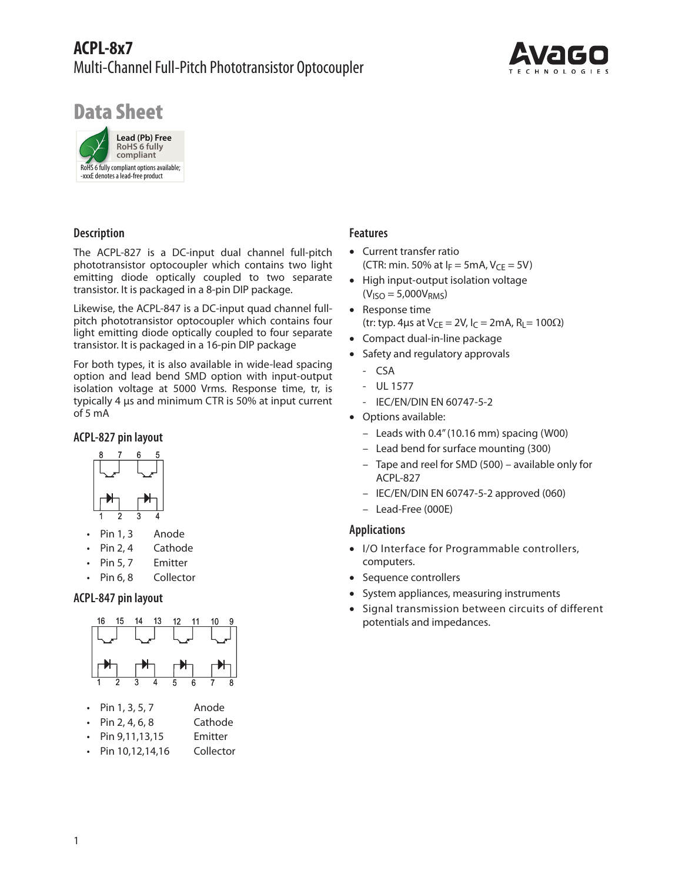# ACPL-8x7

## Multi-Channel Full-Pitch Phototransistor Optocoupler

# Data Sheet

**Lead (Pb) Free**
**RoHS 6 fully compliant**

RoHS 6 fully compliant options available; -xxxE denotes a lead-free product

## Description

The ACPL-827 is a DC-input dual channel full-pitch phototransistor optocoupler which contains two light emitting diode optically coupled to two separate transistor. It is packaged in a 8-pin DIP package.

Likewise, the ACPL-847 is a DC-input quad channel full-pitch phototransistor optocoupler which contains four light emitting diode optically coupled to four separate transistor. It is packaged in a 16-pin DIP package

For both types, it is also available in wide-lead spacing option and lead bend SMD option with input-output isolation voltage at 5000 Vrms. Response time, tr, is typically 4 µs and minimum CTR is 50% at input current of 5 mA

### ACPL-827 pin layout

- Pin 1, 3 Anode
- Pin 2, 4 Cathode
- Pin 5, 7 Emitter
- Pin 6, 8 Collector

### ACPL-847 pin layout

- Pin 1, 3, 5, 7 Anode
- Pin 2, 4, 6, 8 Cathode
- Pin 9,11,13,15 Emitter
- Pin 10,12,14,16 Collector

## Features

- Current transfer ratio (CTR: min. 50% at $I_F$ = 5mA, $V_{CE}$ = 5V)
- High input-output isolation voltage ($V_{ISO}$ = 5,000$V_{RMS}$)
- Response time (tr: typ. 4µs at $V_{CE}$ = 2V, $I_C$ = 2mA, $R_L$= 100Ω)
- Compact dual-in-line package
- Safety and regulatory approvals
  - CSA
  - UL 1577
  - IEC/EN/DIN EN 60747-5-2
- Options available:
  - Leads with 0.4" (10.16 mm) spacing (W00)
  - Lead bend for surface mounting (300)
  - Tape and reel for SMD (500) – available only for ACPL-827
  - IEC/EN/DIN EN 60747-5-2 approved (060)
  - Lead-Free (000E)

## Applications

- I/O Interface for Programmable controllers, computers.
- Sequence controllers
- System appliances, measuring instruments
- Signal transmission between circuits of different potentials and impedances.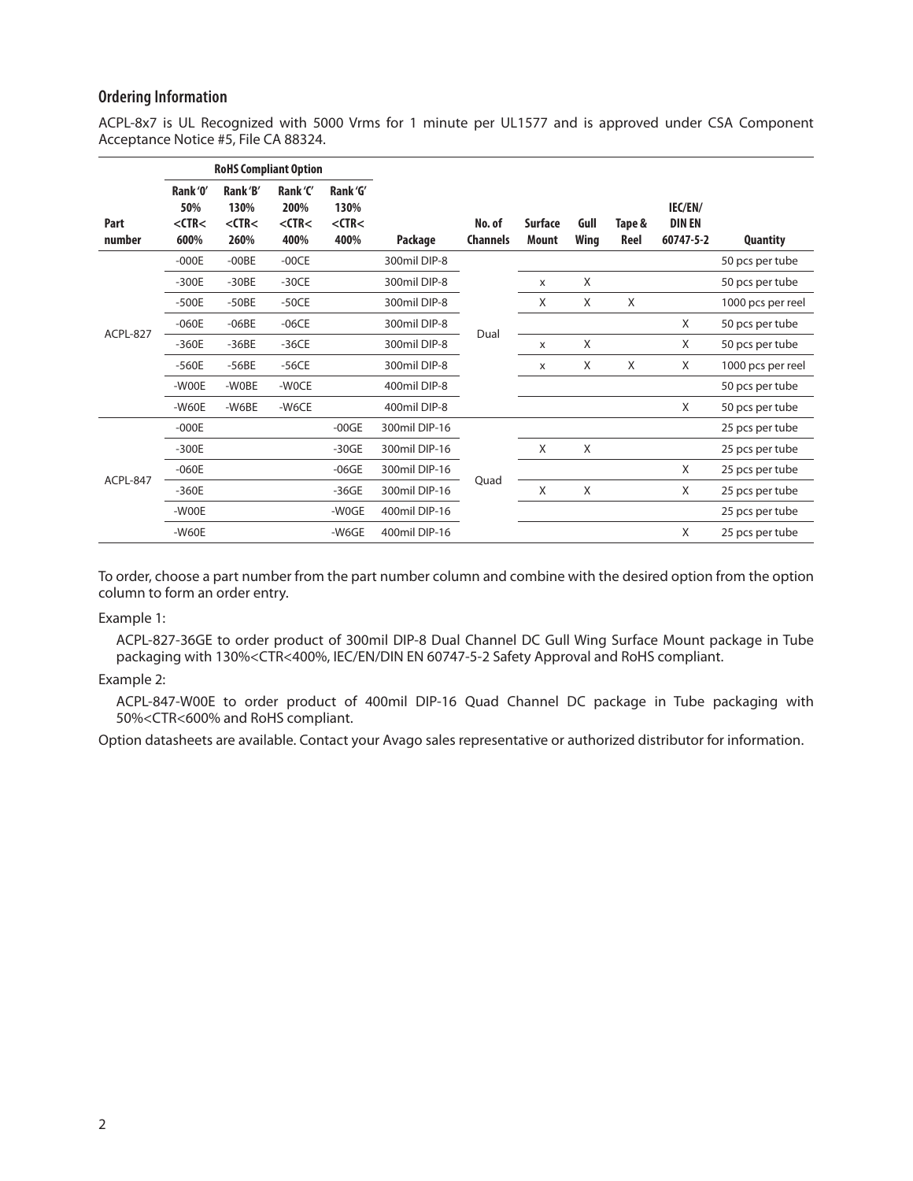## Ordering Information

ACPL-8x7 is UL Recognized with 5000 Vrms for 1 minute per UL1577 and is approved under CSA Component Acceptance Notice #5, File CA 88324.

| Part number | RoHS Compliant Option | | | | Package | No. of Channels | Surface Mount | Gull Wing | Tape & Reel | IEC/EN/ DIN EN 60747-5-2 | Quantity |
|---|---|---|---|---|---|---|---|---|---|---|---|
| | Rank '0' 50% <CTR< 600% | Rank 'B' 130% <CTR< 260% | Rank 'C' 200% <CTR< 400% | Rank 'G' 130% <CTR< 400% | | | | | | | |
| ACPL-827 | -000E | -00BE | -00CE | | 300mil DIP-8 | Dual | | | | | 50 pcs per tube |
| | -300E | -30BE | -30CE | | 300mil DIP-8 | | x | X | | | 50 pcs per tube |
| | -500E | -50BE | -50CE | | 300mil DIP-8 | | X | X | X | | 1000 pcs per reel |
| | -060E | -06BE | -06CE | | 300mil DIP-8 | | | | | X | 50 pcs per tube |
| | -360E | -36BE | -36CE | | 300mil DIP-8 | | x | X | | X | 50 pcs per tube |
| | -560E | -56BE | -56CE | | 300mil DIP-8 | | x | X | X | X | 1000 pcs per reel |
| | -W00E | -W0BE | -W0CE | | 400mil DIP-8 | | | | | | 50 pcs per tube |
| | -W60E | -W6BE | -W6CE | | 400mil DIP-8 | | | | | X | 50 pcs per tube |
| ACPL-847 | -000E | | | -00GE | 300mil DIP-16 | Quad | | | | | 25 pcs per tube |
| | -300E | | | -30GE | 300mil DIP-16 | | X | X | | | 25 pcs per tube |
| | -060E | | | -06GE | 300mil DIP-16 | | | | | X | 25 pcs per tube |
| | -360E | | | -36GE | 300mil DIP-16 | | X | X | | X | 25 pcs per tube |
| | -W00E | | | -W0GE | 400mil DIP-16 | | | | | | 25 pcs per tube |
| | -W60E | | | -W6GE | 400mil DIP-16 | | | | | X | 25 pcs per tube |

To order, choose a part number from the part number column and combine with the desired option from the option column to form an order entry.

Example 1:

ACPL-827-36GE to order product of 300mil DIP-8 Dual Channel DC Gull Wing Surface Mount package in Tube packaging with 130%<CTR<400%, IEC/EN/DIN EN 60747-5-2 Safety Approval and RoHS compliant.

Example 2:

ACPL-847-W00E to order product of 400mil DIP-16 Quad Channel DC package in Tube packaging with 50%<CTR<600% and RoHS compliant.

Option datasheets are available. Contact your Avago sales representative or authorized distributor for information.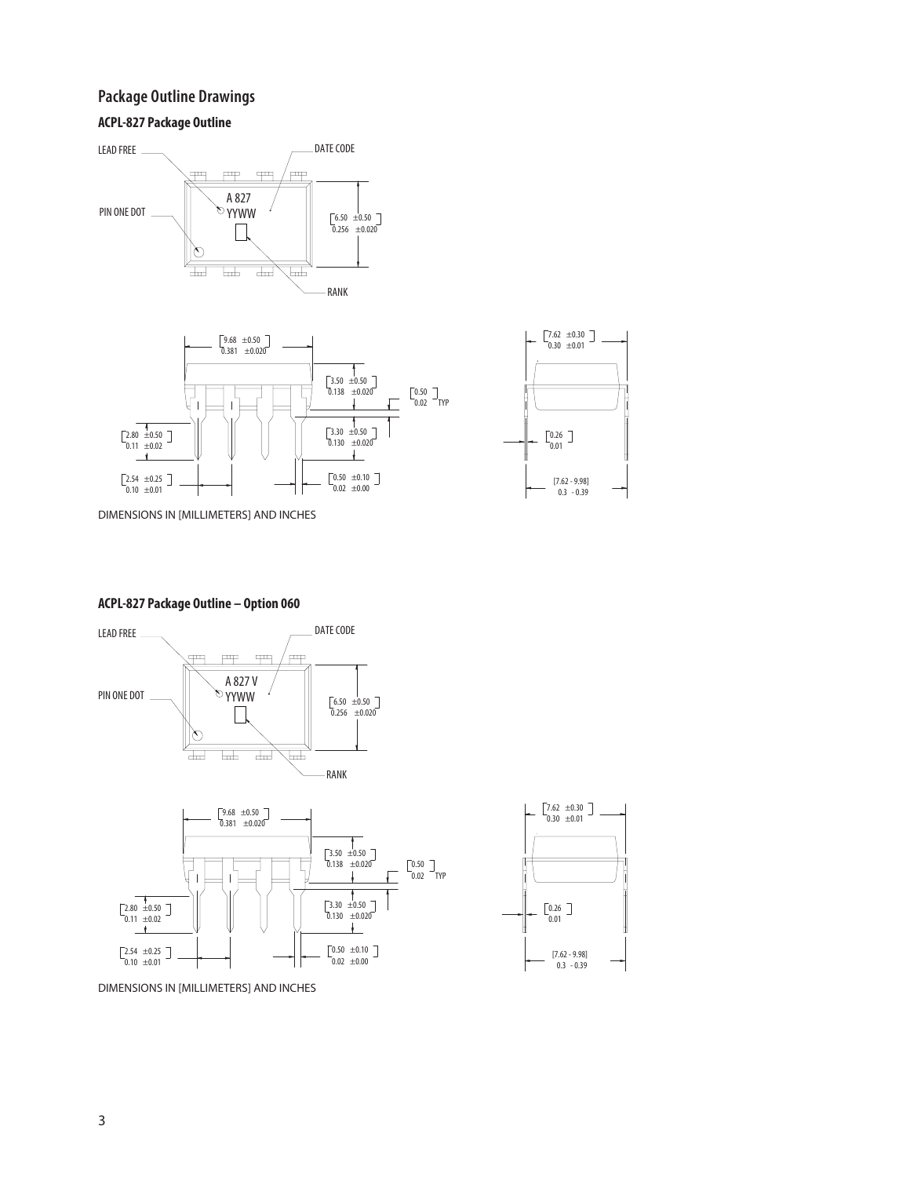## Package Outline Drawings

### ACPL-827 Package Outline

LEAD FREE

DATE CODE

PIN ONE DOT

A 827
YYWW

RANK

[6.50 ±0.50]
0.256 ±0.020

[9.68 ±0.50]
0.381 ±0.020

[3.50 ±0.50]
0.138 ±0.020

[0.50]
0.02 TYP

[3.30 ±0.50]
0.130 ±0.020

[2.80 ±0.50]
0.11 ±0.02

[2.54 ±0.25]
0.10 ±0.01

[0.50 ±0.10]
0.02 ±0.00

[7.62 ±0.30]
0.30 ±0.01

[0.26]
0.01

[7.62 - 9.98]
0.3 - 0.39

DIMENSIONS IN [MILLIMETERS] AND INCHES

### ACPL-827 Package Outline – Option 060

LEAD FREE

DATE CODE

PIN ONE DOT

A 827 V
YYWW

RANK

[6.50 ±0.50]
0.256 ±0.020

[9.68 ±0.50]
0.381 ±0.020

[3.50 ±0.50]
0.138 ±0.020

[0.50]
0.02 TYP

[3.30 ±0.50]
0.130 ±0.020

[2.80 ±0.50]
0.11 ±0.02

[2.54 ±0.25]
0.10 ±0.01

[0.50 ±0.10]
0.02 ±0.00

[7.62 ±0.30]
0.30 ±0.01

[0.26]
0.01

[7.62 - 9.98]
0.3 - 0.39

DIMENSIONS IN [MILLIMETERS] AND INCHES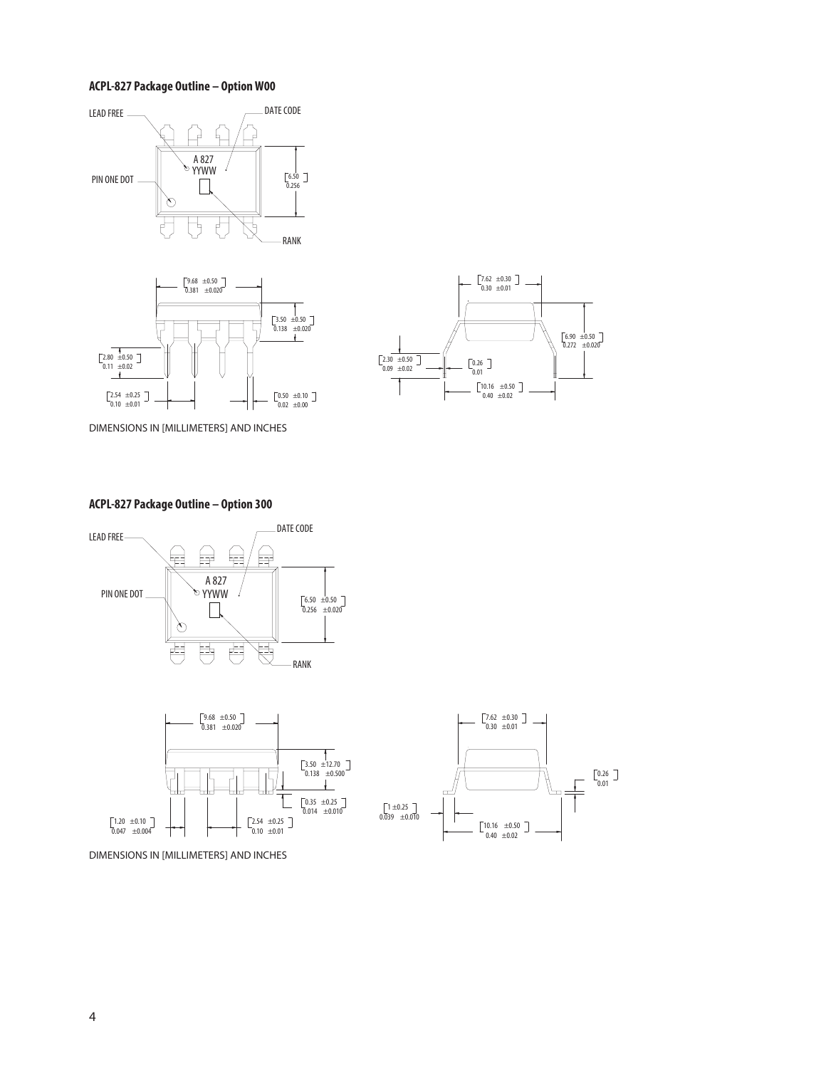### ACPL-827 Package Outline – Option W00

LEAD FREE

DATE CODE

A 827
YYWW

PIN ONE DOT

[6.50] 0.256

RANK

[9.68 ±0.50] 0.381 ±0.020

[3.50 ±0.50] 0.138 ±0.020

[2.80 ±0.50] 0.11 ±0.02

[2.54 ±0.25] 0.10 ±0.01

[0.50 ±0.10] 0.02 ±0.00

[7.62 ±0.30] 0.30 ±0.01

[6.90 ±0.50] 0.272 ±0.020

[2.30 ±0.50] 0.09 ±0.02

[0.26] 0.01

[10.16 ±0.50] 0.40 ±0.02

DIMENSIONS IN [MILLIMETERS] AND INCHES

### ACPL-827 Package Outline – Option 300

LEAD FREE

DATE CODE

A 827
YYWW

PIN ONE DOT

[6.50 ±0.50] 0.256 ±0.020

RANK

[9.68 ±0.50] 0.381 ±0.020

[3.50 ±12.70] 0.138 ±0.500

[0.35 ±0.25] 0.014 ±0.010

[1.20 ±0.10] 0.047 ±0.004

[2.54 ±0.25] 0.10 ±0.01

[7.62 ±0.30] 0.30 ±0.01

[0.26] 0.01

[1 ±0.25] 0.039 ±0.010

[10.16 ±0.50] 0.40 ±0.02

DIMENSIONS IN [MILLIMETERS] AND INCHES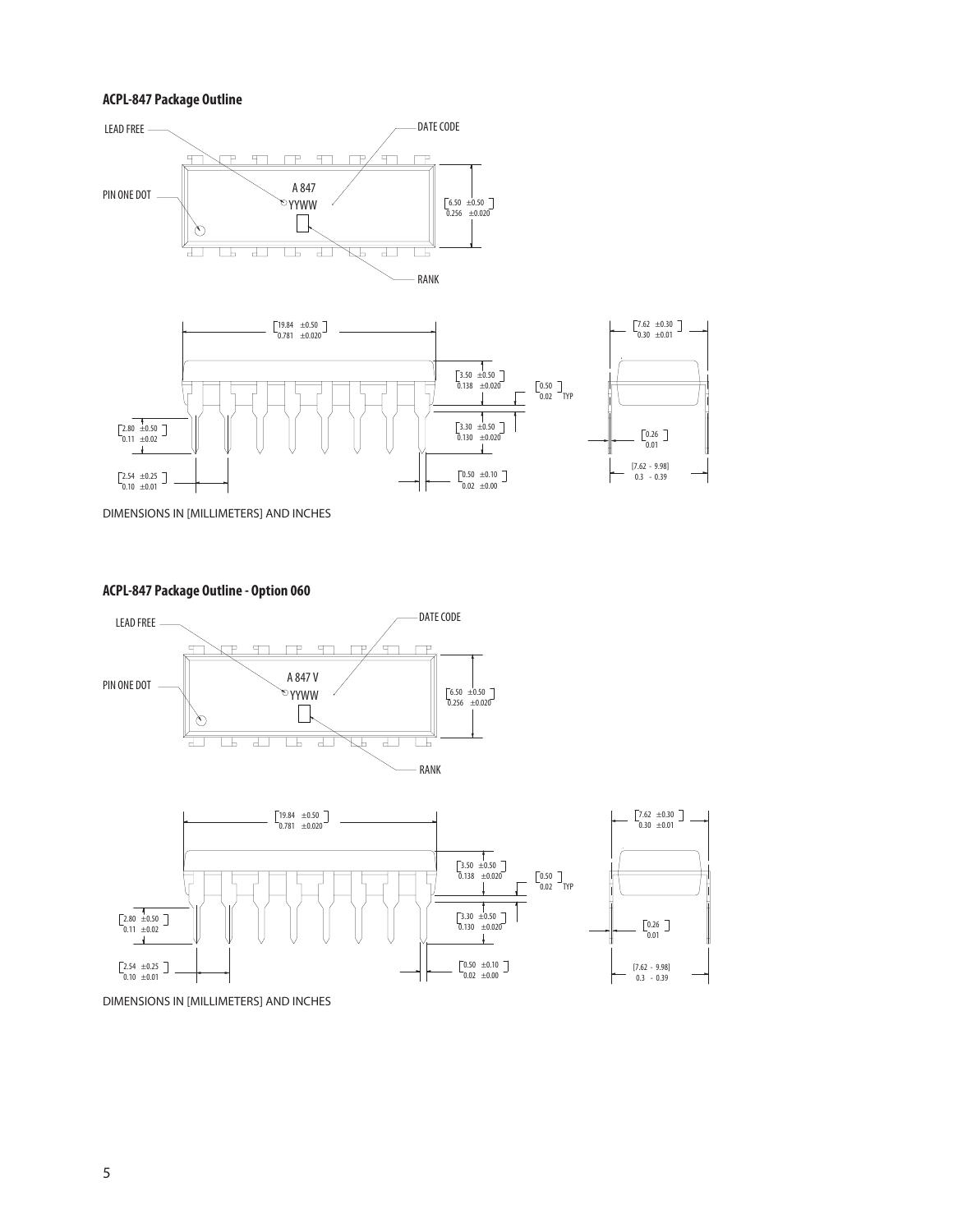### ACPL-847 Package Outline

LEAD FREE

DATE CODE

PIN ONE DOT

A 847
YYWW

RANK

[6.50 ±0.50]
0.256 ±0.020

[19.84 ±0.50]
0.781 ±0.020

[7.62 ±0.30]
0.30 ±0.01

[3.50 ±0.50]
0.138 ±0.020

[0.50]
0.02 TYP

[3.30 ±0.50]
0.130 ±0.020

[2.80 ±0.50]
0.11 ±0.02

[0.26]
0.01

[7.62 - 9.98]
0.3 - 0.39

[2.54 ±0.25]
0.10 ±0.01

[0.50 ±0.10]
0.02 ±0.00

DIMENSIONS IN [MILLIMETERS] AND INCHES

### ACPL-847 Package Outline - Option 060

LEAD FREE

DATE CODE

PIN ONE DOT

A 847 V
YYWW

RANK

[6.50 ±0.50]
0.256 ±0.020

[19.84 ±0.50]
0.781 ±0.020

[7.62 ±0.30]
0.30 ±0.01

[3.50 ±0.50]
0.138 ±0.020

[0.50]
0.02 TYP

[3.30 ±0.50]
0.130 ±0.020

[2.80 ±0.50]
0.11 ±0.02

[0.26]
0.01

[7.62 - 9.98]
0.3 - 0.39

[2.54 ±0.25]
0.10 ±0.01

[0.50 ±0.10]
0.02 ±0.00

DIMENSIONS IN [MILLIMETERS] AND INCHES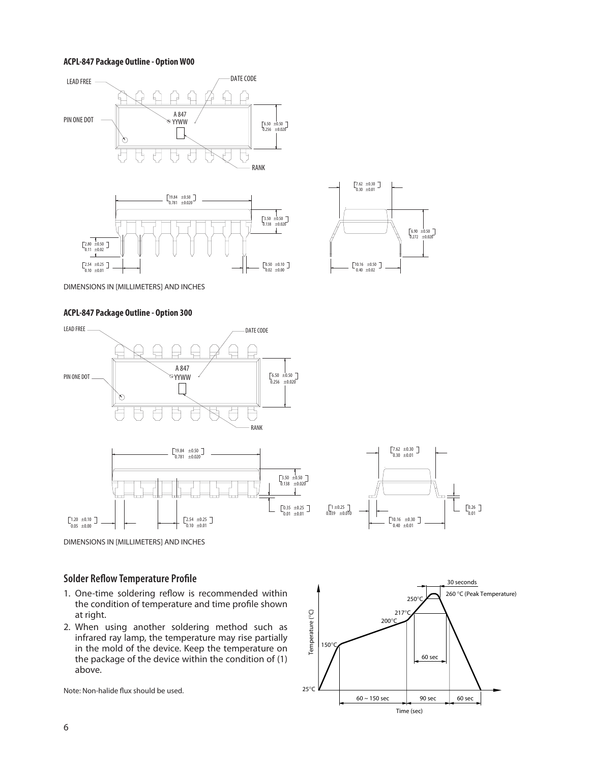**ACPL-847 Package Outline - Option W00**

DIMENSIONS IN [MILLIMETERS] AND INCHES

**ACPL-847 Package Outline - Option 300**

DIMENSIONS IN [MILLIMETERS] AND INCHES

## Solder Reflow Temperature Profile

1. One-time soldering reflow is recommended within the condition of temperature and time profile shown at right.
2. When using another soldering method such as infrared ray lamp, the temperature may rise partially in the mold of the device. Keep the temperature on the package of the device within the condition of (1) above.

Note: Non-halide flux should be used.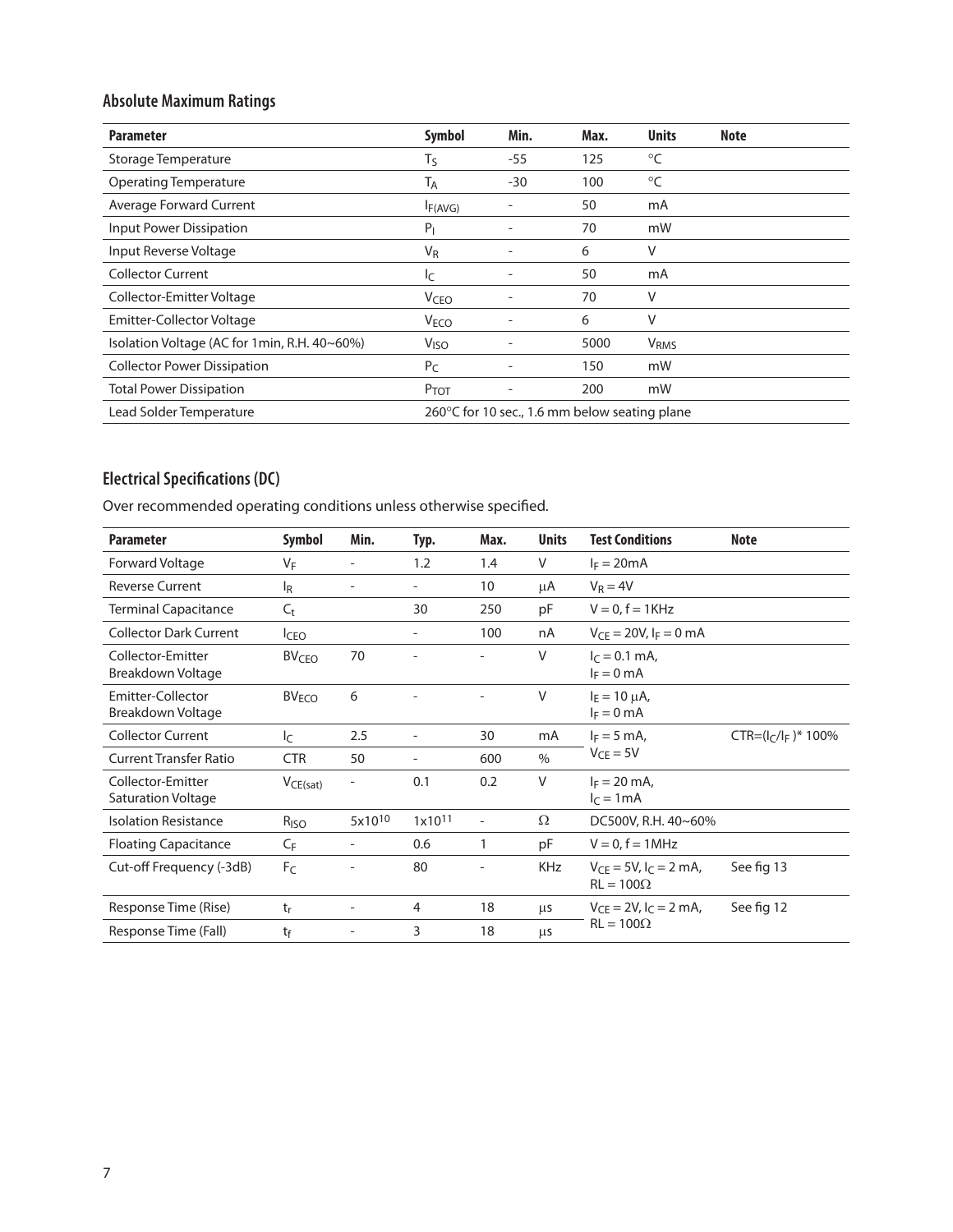## Absolute Maximum Ratings

| Parameter | Symbol | Min. | Max. | Units | Note |
|---|---|---|---|---|---|
| Storage Temperature | $T_S$ | -55 | 125 | °C | |
| Operating Temperature | $T_A$ | -30 | 100 | °C | |
| Average Forward Current | $I_{F(AVG)}$ | - | 50 | mA | |
| Input Power Dissipation | $P_I$ | - | 70 | mW | |
| Input Reverse Voltage | $V_R$ | - | 6 | V | |
| Collector Current | $I_C$ | - | 50 | mA | |
| Collector-Emitter Voltage | $V_{CEO}$ | - | 70 | V | |
| Emitter-Collector Voltage | $V_{ECO}$ | - | 6 | V | |
| Isolation Voltage (AC for 1min, R.H. 40~60%) | $V_{ISO}$ | - | 5000 | $V_{RMS}$ | |
| Collector Power Dissipation | $P_C$ | - | 150 | mW | |
| Total Power Dissipation | $P_{TOT}$ | - | 200 | mW | |
| Lead Solder Temperature | 260°C for 10 sec., 1.6 mm below seating plane | | | | |

## Electrical Specifications (DC)

Over recommended operating conditions unless otherwise specified.

| Parameter | Symbol | Min. | Typ. | Max. | Units | Test Conditions | Note |
|---|---|---|---|---|---|---|---|
| Forward Voltage | $V_F$ | - | 1.2 | 1.4 | V | $I_F = 20mA$ | |
| Reverse Current | $I_R$ | - | - | 10 | μA | $V_R = 4V$ | |
| Terminal Capacitance | $C_t$ | | 30 | 250 | pF | V = 0, f = 1KHz | |
| Collector Dark Current | $I_{CEO}$ | | - | 100 | nA | $V_{CE} = 20V$, $I_F = 0$ mA | |
| Collector-Emitter Breakdown Voltage | $BV_{CEO}$ | 70 | - | - | V | $I_C = 0.1$ mA, $I_F = 0$ mA | |
| Emitter-Collector Breakdown Voltage | $BV_{ECO}$ | 6 | - | - | V | $I_E = 10$ μA, $I_F = 0$ mA | |
| Collector Current | $I_C$ | 2.5 | - | 30 | mA | $I_F = 5$ mA, $V_{CE} = 5V$ | CTR=$(I_C/I_F)$* 100% |
| Current Transfer Ratio | CTR | 50 | - | 600 | % | | |
| Collector-Emitter Saturation Voltage | $V_{CE(sat)}$ | - | 0.1 | 0.2 | V | $I_F = 20$ mA, $I_C = 1$mA | |
| Isolation Resistance | $R_{ISO}$ | $5x10^{10}$ | $1x10^{11}$ | - | Ω | DC500V, R.H. 40~60% | |
| Floating Capacitance | $C_F$ | - | 0.6 | 1 | pF | V = 0, f = 1MHz | |
| Cut-off Frequency (-3dB) | $F_C$ | - | 80 | - | KHz | $V_{CE} = 5V$, $I_C = 2$ mA, RL = 100Ω | See fig 13 |
| Response Time (Rise) | $t_r$ | - | 4 | 18 | μs | $V_{CE} = 2V$, $I_C = 2$ mA, RL = 100Ω | See fig 12 |
| Response Time (Fall) | $t_f$ | - | 3 | 18 | μs | | |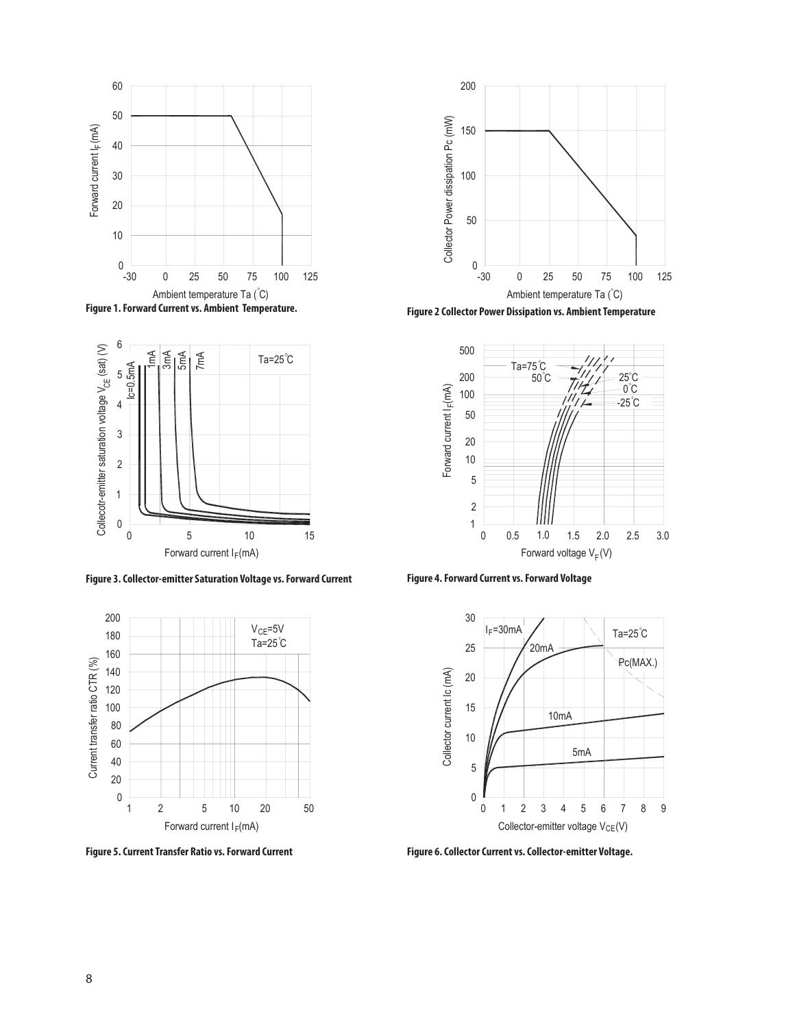Figure 1. Forward Current vs. Ambient Temperature.

Figure 2 Collector Power Dissipation vs. Ambient Temperature

Figure 3. Collector-emitter Saturation Voltage vs. Forward Current

Figure 4. Forward Current vs. Forward Voltage

Figure 5. Current Transfer Ratio vs. Forward Current

Figure 6. Collector Current vs. Collector-emitter Voltage.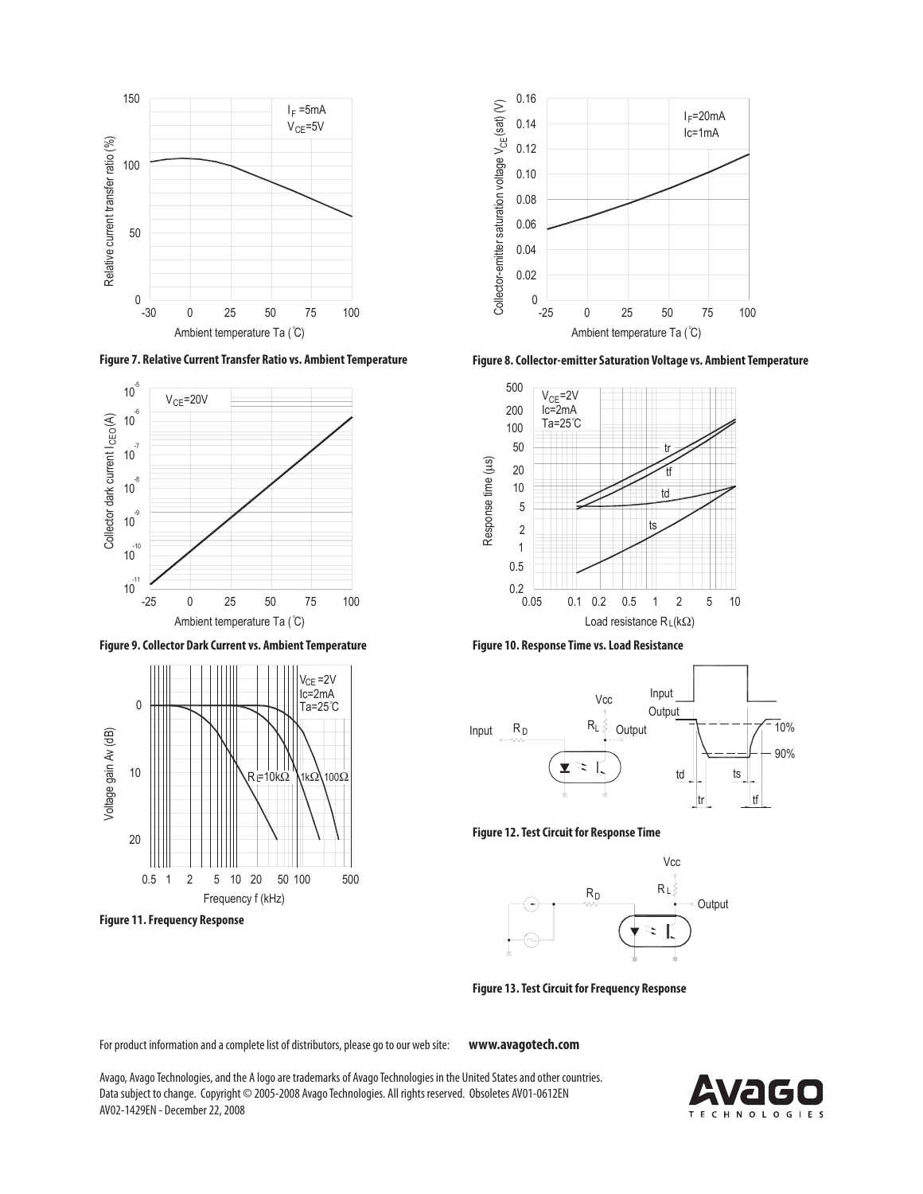150

$I_F$ =5mA
$V_{CE}$=5V

100

50

0

-30 0 25 50 75 100

Ambient temperature Ta (˚C)

Relative current transfer ratio (%)

**Figure 7. Relative Current Transfer Ratio vs. Ambient Temperature**

0.16
0.14
0.12
0.10
0.08
0.06
0.04
0.02
0

$I_F$=20mA
Ic=1mA

-25 0 25 50 75 100

Ambient temperature Ta (˚C)

Collector-emitter saturation voltage $V_{CE}$ (sat) (V)

**Figure 8. Collector-emitter Saturation Voltage vs. Ambient Temperature**

$10^{-5}$
$10^{-6}$
$10^{-7}$
$10^{-8}$
$10^{-9}$
$10^{-10}$
$10^{-11}$

$V_{CE}$=20V

-25 0 25 50 75 100

Ambient temperature Ta (˚C)

Collector dark current $I_{CEO}$(A)

**Figure 9. Collector Dark Current vs. Ambient Temperature**

500
200
100
50
20
10
5
2
1
0.5
0.2

$V_{CE}$=2V
Ic=2mA
Ta=25˚C

tr
tf
td
ts

0.05 0.1 0.2 0.5 1 2 5 10

Load resistance $R_L$(kΩ)

Response time (µs)

**Figure 10. Response Time vs. Load Resistance**

0
10
20

$V_{CE}$ =2V
Ic=2mA
Ta=25˚C

$R_L$=10kΩ 1kΩ 100Ω

0.5 1 2 5 10 20 50 100 500

Frequency f (kHz)

Voltage gain Av (dB)

**Figure 11. Frequency Response**

Input $R_D$

Vcc

$R_L$

Output

Input

Output

10%

90%

td ts

tr tf

**Figure 12. Test Circuit for Response Time**

Vcc

$R_L$

$R_D$

Output

**Figure 13. Test Circuit for Frequency Response**

For product information and a complete list of distributors, please go to our web site: **www.avagotech.com**

Avago, Avago Technologies, and the A logo are trademarks of Avago Technologies in the United States and other countries.
Data subject to change. Copyright © 2005-2008 Avago Technologies. All rights reserved. Obsoletes AV01-0612EN
AV02-1429EN - December 22, 2008

AVAGO
TECHNOLOGIES